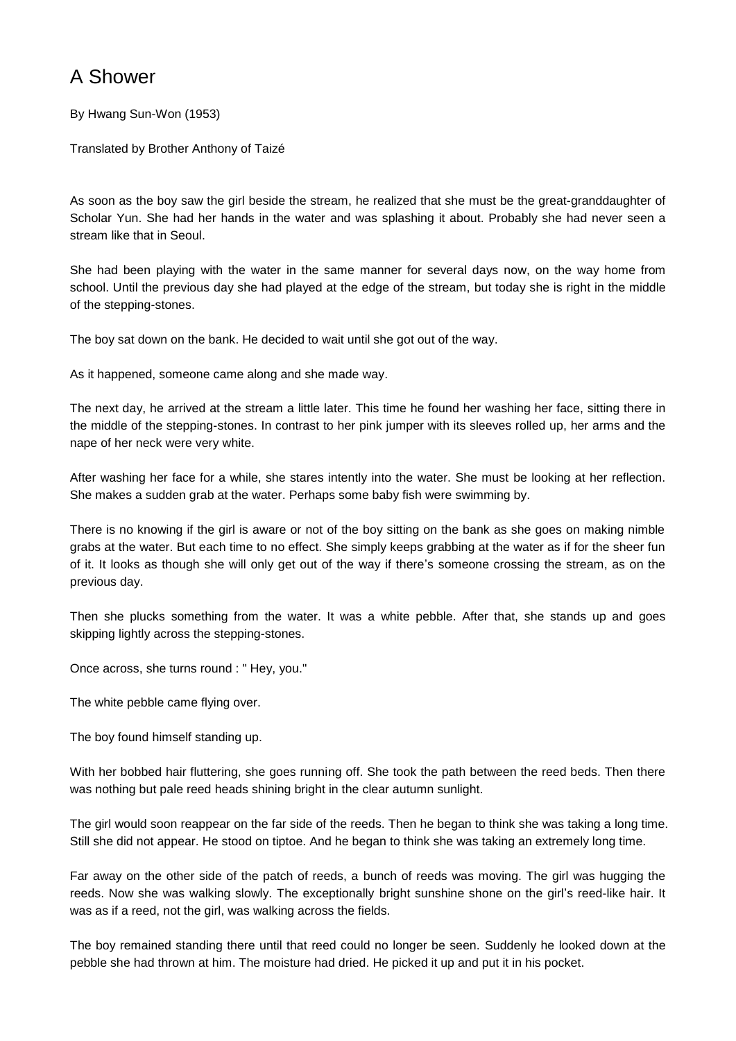# A Shower

By Hwang Sun-Won (1953)

Translated by Brother Anthony of Taizé

As soon as the boy saw the girl beside the stream, he realized that she must be the great-granddaughter of Scholar Yun. She had her hands in the water and was splashing it about. Probably she had never seen a stream like that in Seoul.

She had been playing with the water in the same manner for several days now, on the way home from school. Until the previous day she had played at the edge of the stream, but today she is right in the middle of the stepping-stones.

The boy sat down on the bank. He decided to wait until she got out of the way.

As it happened, someone came along and she made way.

The next day, he arrived at the stream a little later. This time he found her washing her face, sitting there in the middle of the stepping-stones. In contrast to her pink jumper with its sleeves rolled up, her arms and the nape of her neck were very white.

After washing her face for a while, she stares intently into the water. She must be looking at her reflection. She makes a sudden grab at the water. Perhaps some baby fish were swimming by.

There is no knowing if the girl is aware or not of the boy sitting on the bank as she goes on making nimble grabs at the water. But each time to no effect. She simply keeps grabbing at the water as if for the sheer fun of it. It looks as though she will only get out of the way if there's someone crossing the stream, as on the previous day.

Then she plucks something from the water. It was a white pebble. After that, she stands up and goes skipping lightly across the stepping-stones.

Once across, she turns round : " Hey, you."

The white pebble came flying over.

The boy found himself standing up.

With her bobbed hair fluttering, she goes running off. She took the path between the reed beds. Then there was nothing but pale reed heads shining bright in the clear autumn sunlight.

The girl would soon reappear on the far side of the reeds. Then he began to think she was taking a long time. Still she did not appear. He stood on tiptoe. And he began to think she was taking an extremely long time.

Far away on the other side of the patch of reeds, a bunch of reeds was moving. The girl was hugging the reeds. Now she was walking slowly. The exceptionally bright sunshine shone on the girl's reed-like hair. It was as if a reed, not the girl, was walking across the fields.

The boy remained standing there until that reed could no longer be seen. Suddenly he looked down at the pebble she had thrown at him. The moisture had dried. He picked it up and put it in his pocket.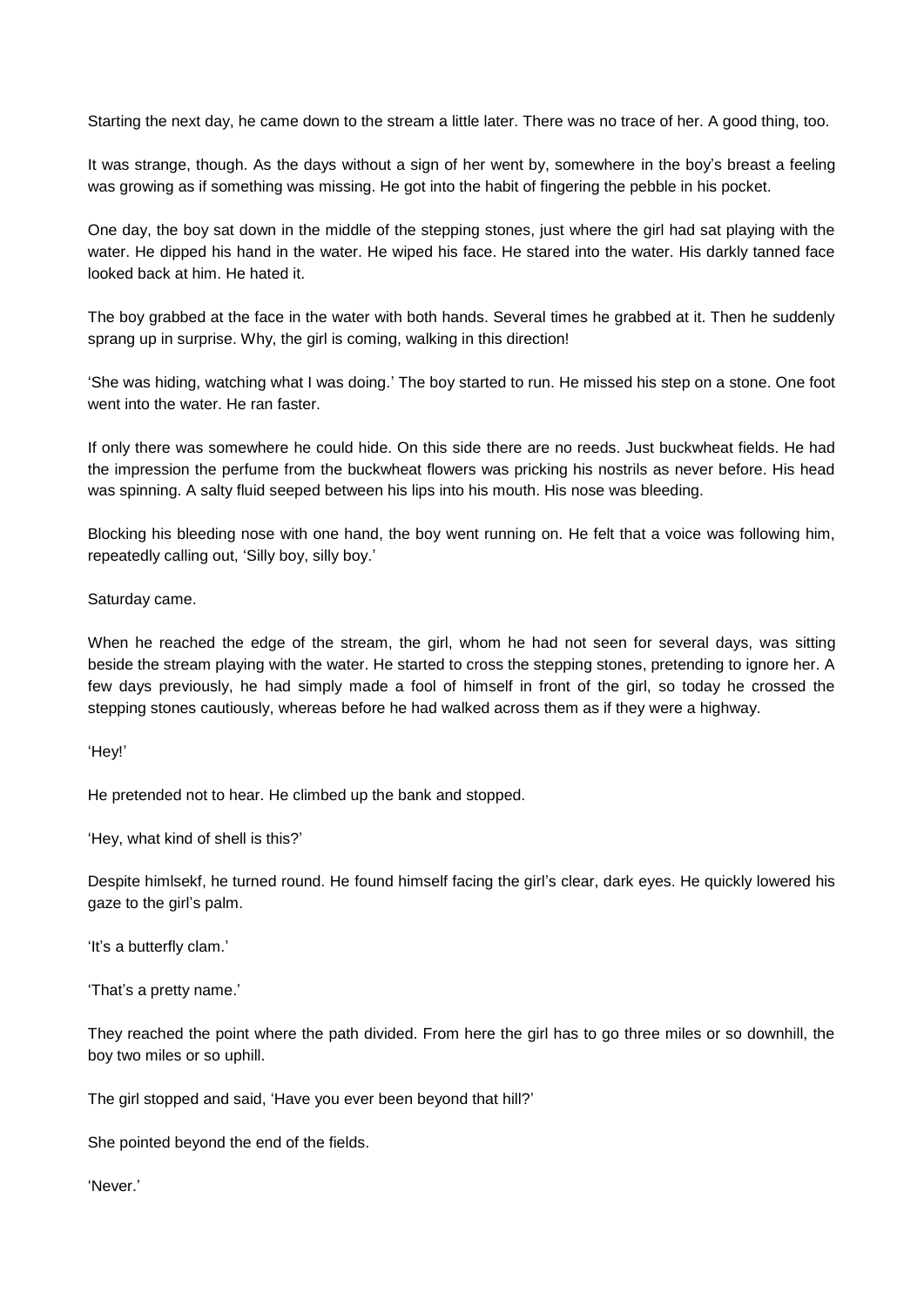Starting the next day, he came down to the stream a little later. There was no trace of her. A good thing, too.

It was strange, though. As the days without a sign of her went by, somewhere in the boy's breast a feeling was growing as if something was missing. He got into the habit of fingering the pebble in his pocket.

One day, the boy sat down in the middle of the stepping stones, just where the girl had sat playing with the water. He dipped his hand in the water. He wiped his face. He stared into the water. His darkly tanned face looked back at him. He hated it.

The boy grabbed at the face in the water with both hands. Several times he grabbed at it. Then he suddenly sprang up in surprise. Why, the girl is coming, walking in this direction!

'She was hiding, watching what I was doing.' The boy started to run. He missed his step on a stone. One foot went into the water. He ran faster.

If only there was somewhere he could hide. On this side there are no reeds. Just buckwheat fields. He had the impression the perfume from the buckwheat flowers was pricking his nostrils as never before. His head was spinning. A salty fluid seeped between his lips into his mouth. His nose was bleeding.

Blocking his bleeding nose with one hand, the boy went running on. He felt that a voice was following him, repeatedly calling out, 'Silly boy, silly boy.'

Saturday came.

When he reached the edge of the stream, the girl, whom he had not seen for several days, was sitting beside the stream playing with the water. He started to cross the stepping stones, pretending to ignore her. A few days previously, he had simply made a fool of himself in front of the girl, so today he crossed the stepping stones cautiously, whereas before he had walked across them as if they were a highway.

'Hey!'

He pretended not to hear. He climbed up the bank and stopped.

'Hey, what kind of shell is this?'

Despite himlsekf, he turned round. He found himself facing the girl's clear, dark eyes. He quickly lowered his gaze to the girl's palm.

'It's a butterfly clam.'

'That's a pretty name.'

They reached the point where the path divided. From here the girl has to go three miles or so downhill, the boy two miles or so uphill.

The girl stopped and said, 'Have you ever been beyond that hill?'

She pointed beyond the end of the fields.

'Never.'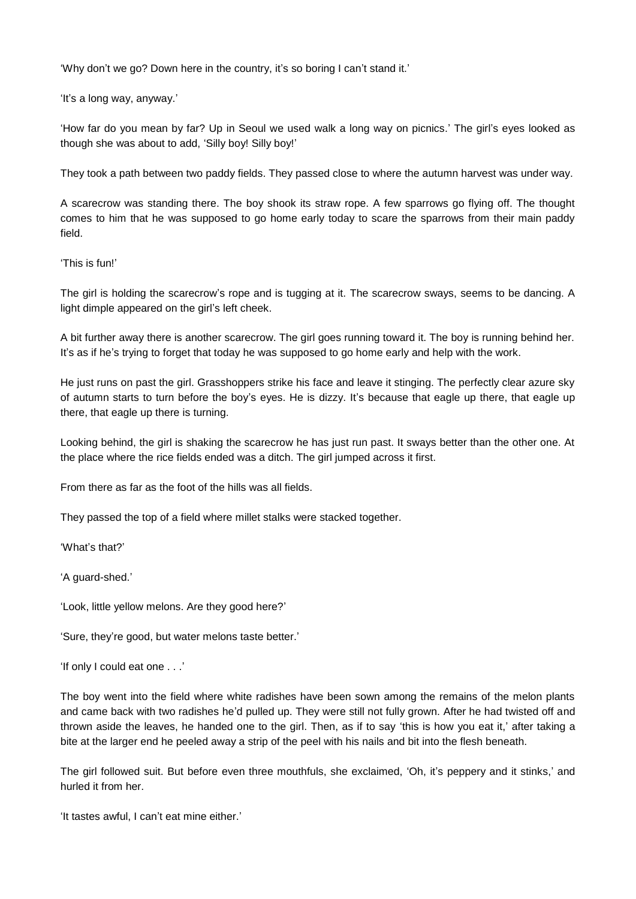'Why don't we go? Down here in the country, it's so boring I can't stand it.'

'It's a long way, anyway.'

'How far do you mean by far? Up in Seoul we used walk a long way on picnics.' The girl's eyes looked as though she was about to add, 'Silly boy! Silly boy!'

They took a path between two paddy fields. They passed close to where the autumn harvest was under way.

A scarecrow was standing there. The boy shook its straw rope. A few sparrows go flying off. The thought comes to him that he was supposed to go home early today to scare the sparrows from their main paddy field.

'This is fun!'

The girl is holding the scarecrow's rope and is tugging at it. The scarecrow sways, seems to be dancing. A light dimple appeared on the girl's left cheek.

A bit further away there is another scarecrow. The girl goes running toward it. The boy is running behind her. It's as if he's trying to forget that today he was supposed to go home early and help with the work.

He just runs on past the girl. Grasshoppers strike his face and leave it stinging. The perfectly clear azure sky of autumn starts to turn before the boy's eyes. He is dizzy. It's because that eagle up there, that eagle up there, that eagle up there is turning.

Looking behind, the girl is shaking the scarecrow he has just run past. It sways better than the other one. At the place where the rice fields ended was a ditch. The girl jumped across it first.

From there as far as the foot of the hills was all fields.

They passed the top of a field where millet stalks were stacked together.

'What's that?'

'A guard-shed.'

'Look, little yellow melons. Are they good here?'

'Sure, they're good, but water melons taste better.'

'If only I could eat one . . .'

The boy went into the field where white radishes have been sown among the remains of the melon plants and came back with two radishes he'd pulled up. They were still not fully grown. After he had twisted off and thrown aside the leaves, he handed one to the girl. Then, as if to say 'this is how you eat it,' after taking a bite at the larger end he peeled away a strip of the peel with his nails and bit into the flesh beneath.

The girl followed suit. But before even three mouthfuls, she exclaimed, 'Oh, it's peppery and it stinks,' and hurled it from her.

'It tastes awful, I can't eat mine either.'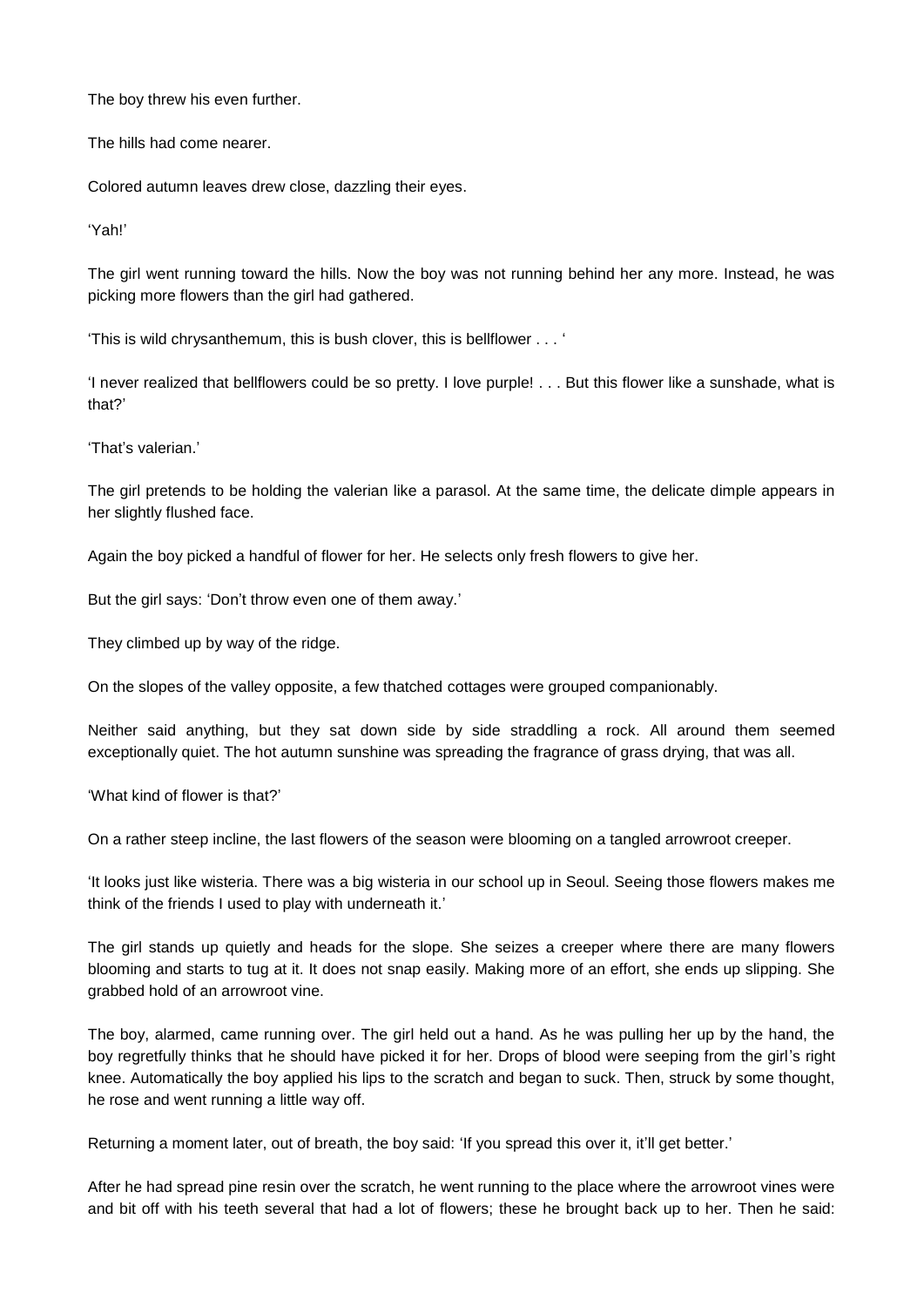The boy threw his even further.

The hills had come nearer.

Colored autumn leaves drew close, dazzling their eyes.

'Yah!'

The girl went running toward the hills. Now the boy was not running behind her any more. Instead, he was picking more flowers than the girl had gathered.

'This is wild chrysanthemum, this is bush clover, this is bellflower . . . '

'I never realized that bellflowers could be so pretty. I love purple! . . . But this flower like a sunshade, what is that?'

'That's valerian.'

The girl pretends to be holding the valerian like a parasol. At the same time, the delicate dimple appears in her slightly flushed face.

Again the boy picked a handful of flower for her. He selects only fresh flowers to give her.

But the girl says: 'Don't throw even one of them away.'

They climbed up by way of the ridge.

On the slopes of the valley opposite, a few thatched cottages were grouped companionably.

Neither said anything, but they sat down side by side straddling a rock. All around them seemed exceptionally quiet. The hot autumn sunshine was spreading the fragrance of grass drying, that was all.

'What kind of flower is that?'

On a rather steep incline, the last flowers of the season were blooming on a tangled arrowroot creeper.

'It looks just like wisteria. There was a big wisteria in our school up in Seoul. Seeing those flowers makes me think of the friends I used to play with underneath it.'

The girl stands up quietly and heads for the slope. She seizes a creeper where there are many flowers blooming and starts to tug at it. It does not snap easily. Making more of an effort, she ends up slipping. She grabbed hold of an arrowroot vine.

The boy, alarmed, came running over. The girl held out a hand. As he was pulling her up by the hand, the boy regretfully thinks that he should have picked it for her. Drops of blood were seeping from the girl's right knee. Automatically the boy applied his lips to the scratch and began to suck. Then, struck by some thought, he rose and went running a little way off.

Returning a moment later, out of breath, the boy said: 'If you spread this over it, it'll get better.'

After he had spread pine resin over the scratch, he went running to the place where the arrowroot vines were and bit off with his teeth several that had a lot of flowers; these he brought back up to her. Then he said: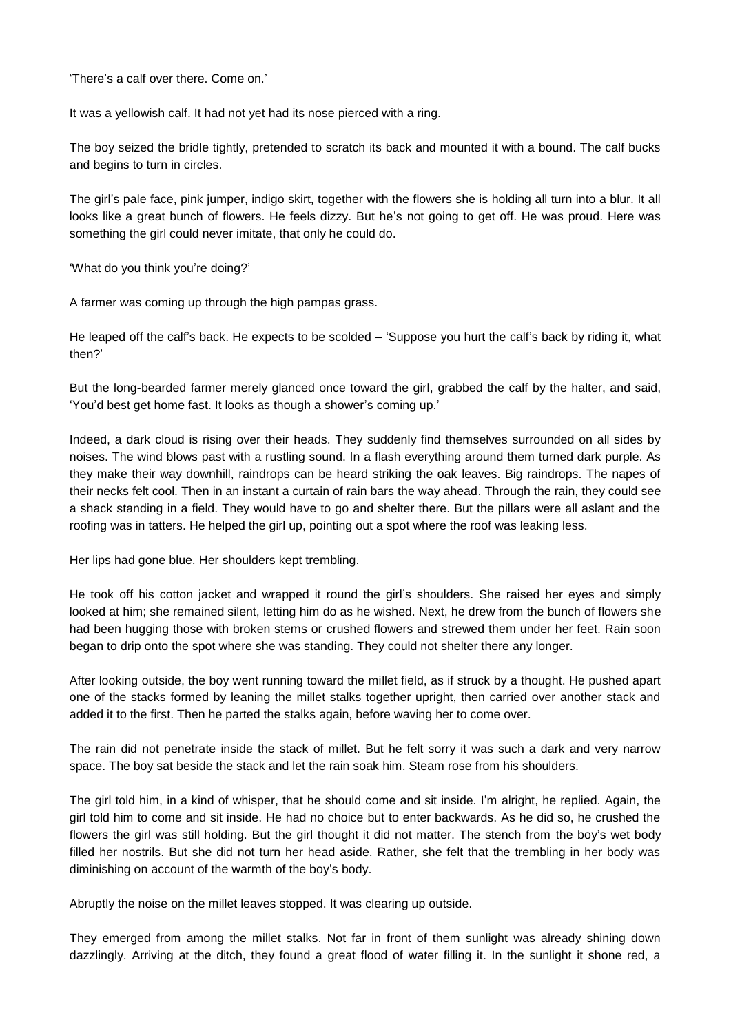'There's a calf over there. Come on.'

It was a yellowish calf. It had not yet had its nose pierced with a ring.

The boy seized the bridle tightly, pretended to scratch its back and mounted it with a bound. The calf bucks and begins to turn in circles.

The girl's pale face, pink jumper, indigo skirt, together with the flowers she is holding all turn into a blur. It all looks like a great bunch of flowers. He feels dizzy. But he's not going to get off. He was proud. Here was something the girl could never imitate, that only he could do.

'What do you think you're doing?'

A farmer was coming up through the high pampas grass.

He leaped off the calf's back. He expects to be scolded – 'Suppose you hurt the calf's back by riding it, what then?'

But the long-bearded farmer merely glanced once toward the girl, grabbed the calf by the halter, and said, 'You'd best get home fast. It looks as though a shower's coming up.'

Indeed, a dark cloud is rising over their heads. They suddenly find themselves surrounded on all sides by noises. The wind blows past with a rustling sound. In a flash everything around them turned dark purple. As they make their way downhill, raindrops can be heard striking the oak leaves. Big raindrops. The napes of their necks felt cool. Then in an instant a curtain of rain bars the way ahead. Through the rain, they could see a shack standing in a field. They would have to go and shelter there. But the pillars were all aslant and the roofing was in tatters. He helped the girl up, pointing out a spot where the roof was leaking less.

Her lips had gone blue. Her shoulders kept trembling.

He took off his cotton jacket and wrapped it round the girl's shoulders. She raised her eyes and simply looked at him; she remained silent, letting him do as he wished. Next, he drew from the bunch of flowers she had been hugging those with broken stems or crushed flowers and strewed them under her feet. Rain soon began to drip onto the spot where she was standing. They could not shelter there any longer.

After looking outside, the boy went running toward the millet field, as if struck by a thought. He pushed apart one of the stacks formed by leaning the millet stalks together upright, then carried over another stack and added it to the first. Then he parted the stalks again, before waving her to come over.

The rain did not penetrate inside the stack of millet. But he felt sorry it was such a dark and very narrow space. The boy sat beside the stack and let the rain soak him. Steam rose from his shoulders.

The girl told him, in a kind of whisper, that he should come and sit inside. I'm alright, he replied. Again, the girl told him to come and sit inside. He had no choice but to enter backwards. As he did so, he crushed the flowers the girl was still holding. But the girl thought it did not matter. The stench from the boy's wet body filled her nostrils. But she did not turn her head aside. Rather, she felt that the trembling in her body was diminishing on account of the warmth of the boy's body.

Abruptly the noise on the millet leaves stopped. It was clearing up outside.

They emerged from among the millet stalks. Not far in front of them sunlight was already shining down dazzlingly. Arriving at the ditch, they found a great flood of water filling it. In the sunlight it shone red, a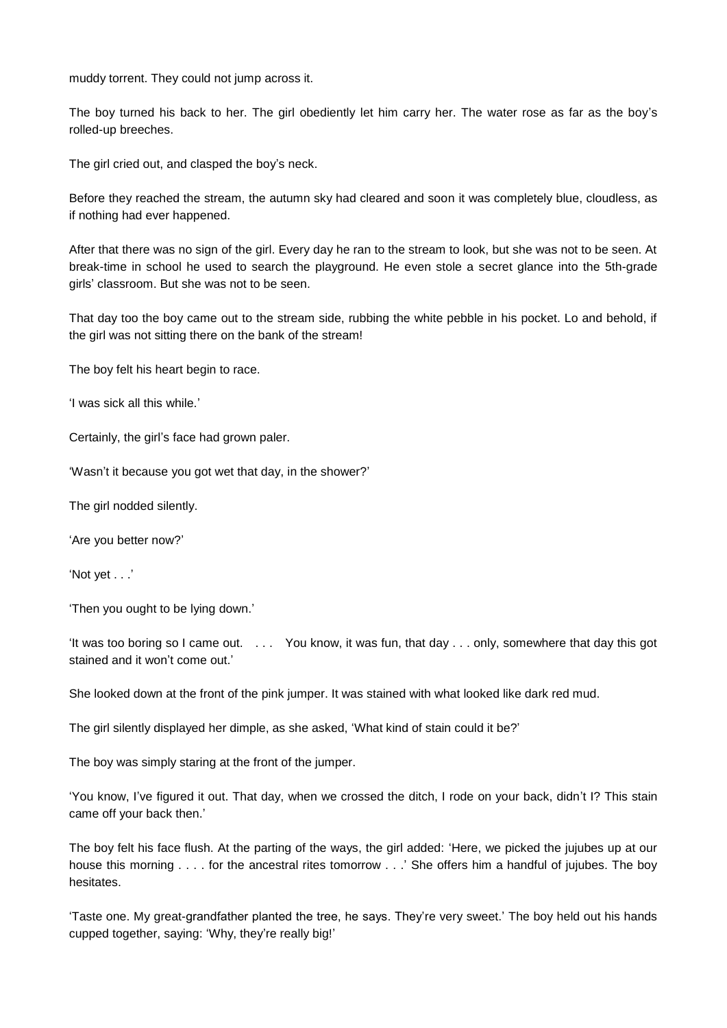muddy torrent. They could not jump across it.

The boy turned his back to her. The girl obediently let him carry her. The water rose as far as the boy's rolled-up breeches.

The girl cried out, and clasped the boy's neck.

Before they reached the stream, the autumn sky had cleared and soon it was completely blue, cloudless, as if nothing had ever happened.

After that there was no sign of the girl. Every day he ran to the stream to look, but she was not to be seen. At break-time in school he used to search the playground. He even stole a secret glance into the 5th-grade girls' classroom. But she was not to be seen.

That day too the boy came out to the stream side, rubbing the white pebble in his pocket. Lo and behold, if the girl was not sitting there on the bank of the stream!

The boy felt his heart begin to race.

'I was sick all this while.'

Certainly, the girl's face had grown paler.

'Wasn't it because you got wet that day, in the shower?'

The girl nodded silently.

'Are you better now?'

'Not yet . . .'

'Then you ought to be lying down.'

'It was too boring so I came out. . . . You know, it was fun, that day . . . only, somewhere that day this got stained and it won't come out.'

She looked down at the front of the pink jumper. It was stained with what looked like dark red mud.

The girl silently displayed her dimple, as she asked, 'What kind of stain could it be?'

The boy was simply staring at the front of the jumper.

'You know, I've figured it out. That day, when we crossed the ditch, I rode on your back, didn't I? This stain came off your back then.'

The boy felt his face flush. At the parting of the ways, the girl added: 'Here, we picked the jujubes up at our house this morning . . . . for the ancestral rites tomorrow . . .' She offers him a handful of jujubes. The boy hesitates.

'Taste one. My great-grandfather planted the tree, he says. They're very sweet.' The boy held out his hands cupped together, saying: 'Why, they're really big!'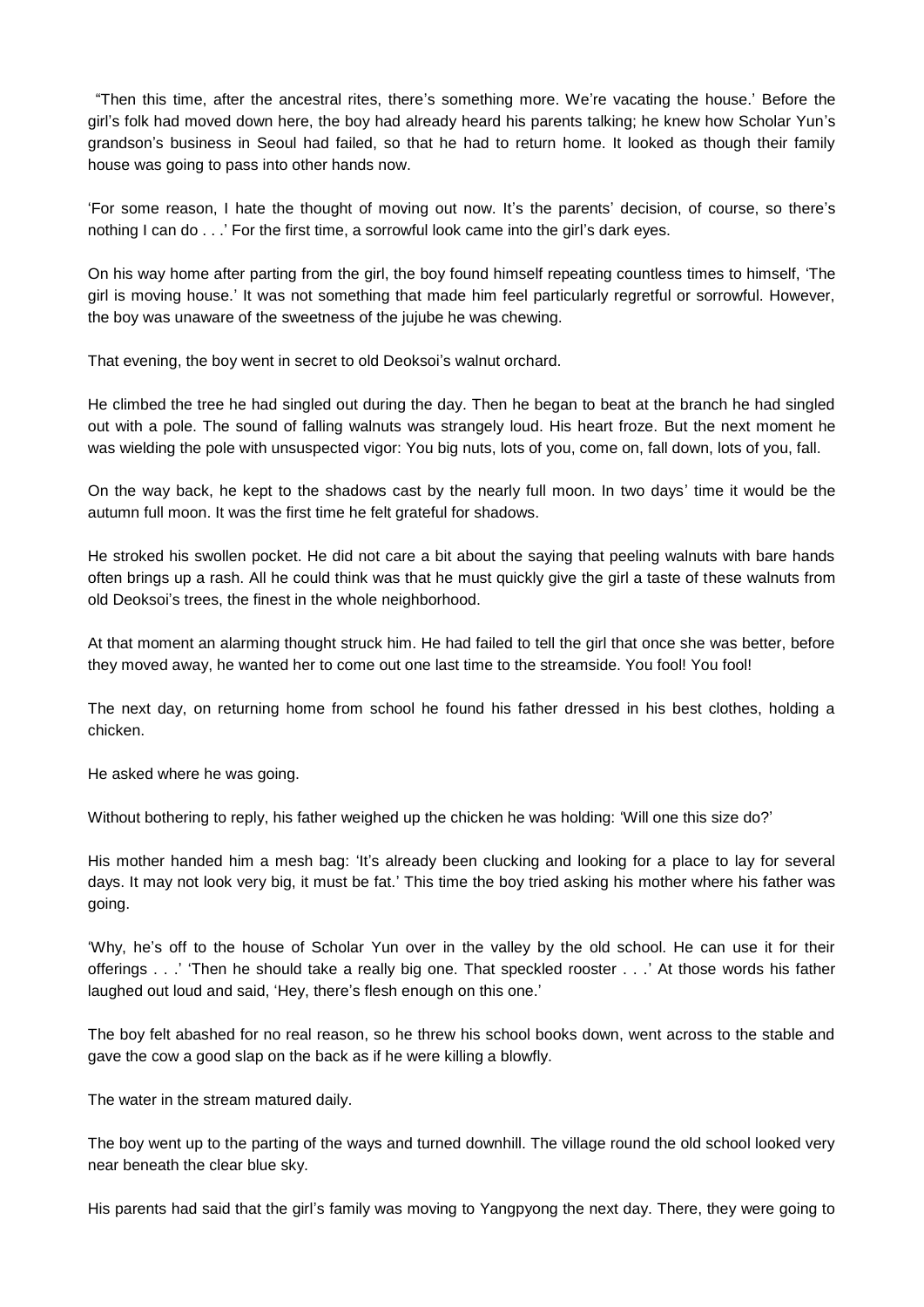"Then this time, after the ancestral rites, there's something more. We're vacating the house.' Before the girl's folk had moved down here, the boy had already heard his parents talking; he knew how Scholar Yun's grandson's business in Seoul had failed, so that he had to return home. It looked as though their family house was going to pass into other hands now.

'For some reason, I hate the thought of moving out now. It's the parents' decision, of course, so there's nothing I can do . . .' For the first time, a sorrowful look came into the girl's dark eyes.

On his way home after parting from the girl, the boy found himself repeating countless times to himself, 'The girl is moving house.' It was not something that made him feel particularly regretful or sorrowful. However, the boy was unaware of the sweetness of the jujube he was chewing.

That evening, the boy went in secret to old Deoksoi's walnut orchard.

He climbed the tree he had singled out during the day. Then he began to beat at the branch he had singled out with a pole. The sound of falling walnuts was strangely loud. His heart froze. But the next moment he was wielding the pole with unsuspected vigor: You big nuts, lots of you, come on, fall down, lots of you, fall.

On the way back, he kept to the shadows cast by the nearly full moon. In two days' time it would be the autumn full moon. It was the first time he felt grateful for shadows.

He stroked his swollen pocket. He did not care a bit about the saying that peeling walnuts with bare hands often brings up a rash. All he could think was that he must quickly give the girl a taste of these walnuts from old Deoksoi's trees, the finest in the whole neighborhood.

At that moment an alarming thought struck him. He had failed to tell the girl that once she was better, before they moved away, he wanted her to come out one last time to the streamside. You fool! You fool!

The next day, on returning home from school he found his father dressed in his best clothes, holding a chicken.

He asked where he was going.

Without bothering to reply, his father weighed up the chicken he was holding: 'Will one this size do?'

His mother handed him a mesh bag: 'It's already been clucking and looking for a place to lay for several days. It may not look very big, it must be fat.' This time the boy tried asking his mother where his father was going.

'Why, he's off to the house of Scholar Yun over in the valley by the old school. He can use it for their offerings . . .' 'Then he should take a really big one. That speckled rooster . . .' At those words his father laughed out loud and said, 'Hey, there's flesh enough on this one.'

The boy felt abashed for no real reason, so he threw his school books down, went across to the stable and gave the cow a good slap on the back as if he were killing a blowfly.

The water in the stream matured daily.

The boy went up to the parting of the ways and turned downhill. The village round the old school looked very near beneath the clear blue sky.

His parents had said that the girl's family was moving to Yangpyong the next day. There, they were going to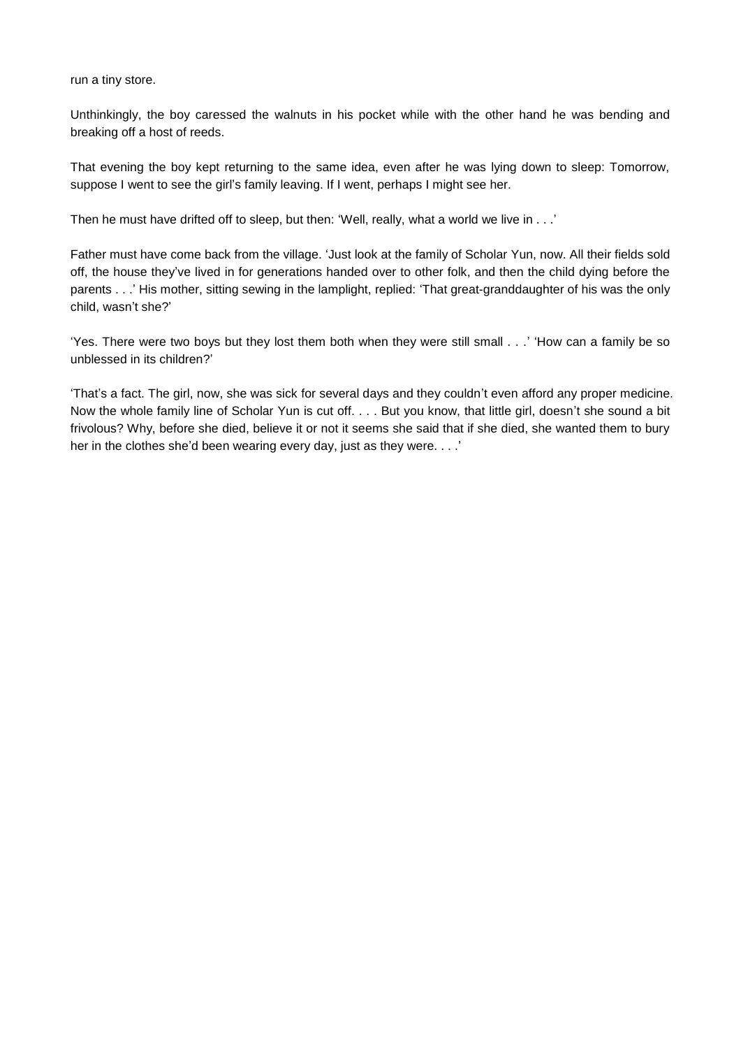run a tiny store.

Unthinkingly, the boy caressed the walnuts in his pocket while with the other hand he was bending and breaking off a host of reeds.

That evening the boy kept returning to the same idea, even after he was lying down to sleep: Tomorrow, suppose I went to see the girl's family leaving. If I went, perhaps I might see her.

Then he must have drifted off to sleep, but then: 'Well, really, what a world we live in . . .'

Father must have come back from the village. 'Just look at the family of Scholar Yun, now. All their fields sold off, the house they've lived in for generations handed over to other folk, and then the child dying before the parents . . .' His mother, sitting sewing in the lamplight, replied: 'That great-granddaughter of his was the only child, wasn't she?'

'Yes. There were two boys but they lost them both when they were still small . . .' 'How can a family be so unblessed in its children?'

'That's a fact. The girl, now, she was sick for several days and they couldn't even afford any proper medicine. Now the whole family line of Scholar Yun is cut off. . . . But you know, that little girl, doesn't she sound a bit frivolous? Why, before she died, believe it or not it seems she said that if she died, she wanted them to bury her in the clothes she'd been wearing every day, just as they were. . . .'